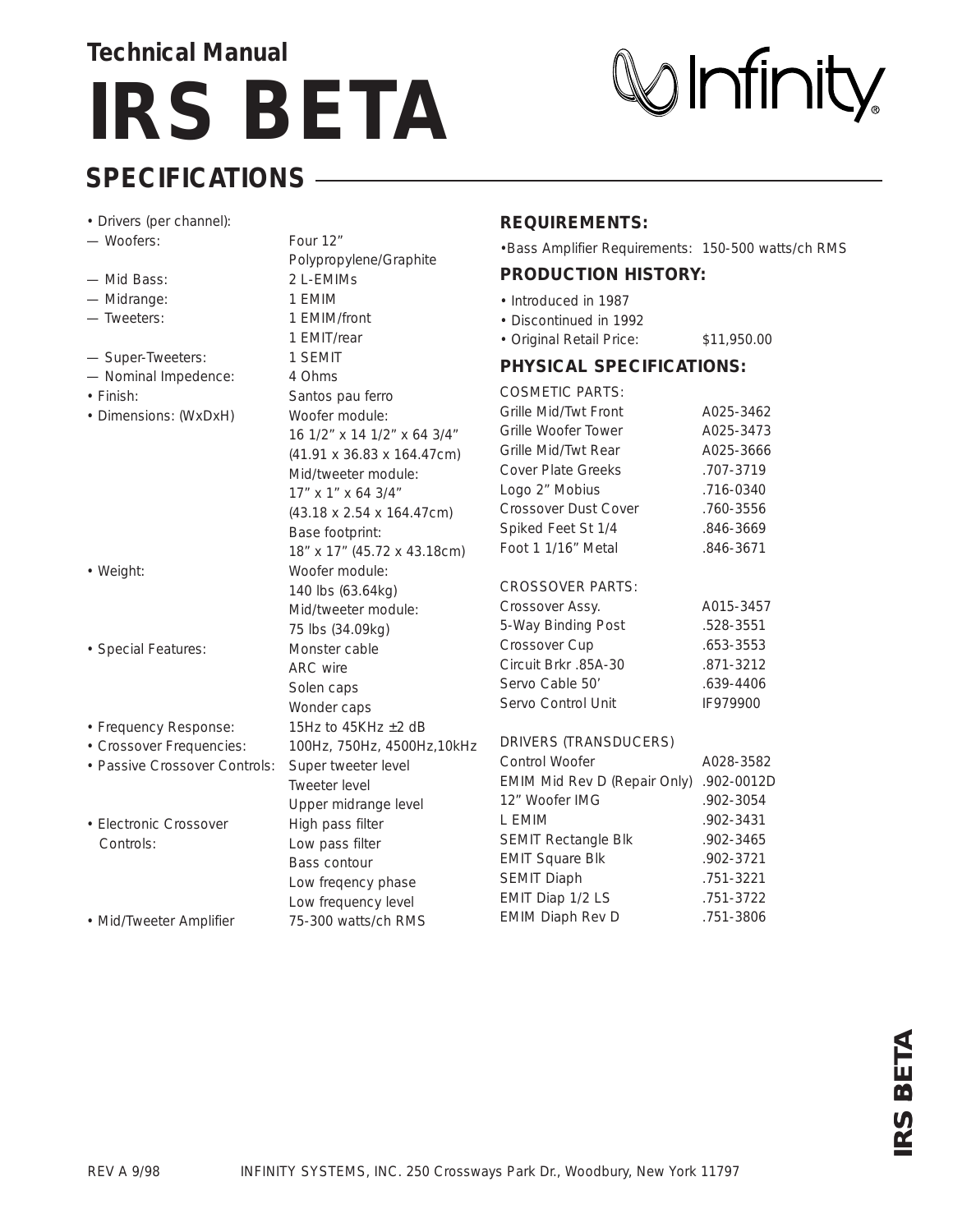Technical Manual

# IRS BETA

## SPECIFICATIONS

| | |
|---|---|
| • Drivers (per channel): | |
| — Woofers: | Four 12" Polypropylene/Graphite |
| — Mid Bass: | 2 L-EMIMs |
| — Midrange: | 1 EMIM |
| — Tweeters: | 1 EMIM/front<br>1 EMIT/rear |
| — Super-Tweeters: | 1 SEMIT |
| — Nominal Impedence: | 4 Ohms |
| • Finish: | Santos pau ferro |
| • Dimensions: (WxDxH) | Woofer module:<br>16 1/2" x 14 1/2" x 64 3/4"<br>(41.91 x 36.83 x 164.47cm)<br>Mid/tweeter module:<br>17" x 1" x 64 3/4"<br>(43.18 x 2.54 x 164.47cm)<br>Base footprint:<br>18" x 17" (45.72 x 43.18cm) |
| • Weight: | Woofer module:<br>140 lbs (63.64kg)<br>Mid/tweeter module:<br>75 lbs (34.09kg) |
| • Special Features: | Monster cable<br>ARC wire<br>Solen caps<br>Wonder caps |
| • Frequency Response: | 15Hz to 45KHz ±2 dB |
| • Crossover Frequencies: | 100Hz, 750Hz, 4500Hz,10kHz |
| • Passive Crossover Controls: | Super tweeter level<br>Tweeter level<br>Upper midrange level |
| • Electronic Crossover Controls: | High pass filter<br>Low pass filter<br>Bass contour<br>Low freqency phase<br>Low frequency level |
| • Mid/Tweeter Amplifier | 75-300 watts/ch RMS |

### REQUIREMENTS:

• Bass Amplifier Requirements: 150-500 watts/ch RMS

### PRODUCTION HISTORY:

- Introduced in 1987
- Discontinued in 1992
- Original Retail Price: $11,950.00

### PHYSICAL SPECIFICATIONS:

| COSMETIC PARTS: | |
|---|---|
| Grille Mid/Twt Front | A025-3462 |
| Grille Woofer Tower | A025-3473 |
| Grille Mid/Twt Rear | A025-3666 |
| Cover Plate Greeks | .707-3719 |
| Logo 2" Mobius | .716-0340 |
| Crossover Dust Cover | .760-3556 |
| Spiked Feet St 1/4 | .846-3669 |
| Foot 1 1/16" Metal | .846-3671 |

| CROSSOVER PARTS: | |
|---|---|
| Crossover Assy. | A015-3457 |
| 5-Way Binding Post | .528-3551 |
| Crossover Cup | .653-3553 |
| Circuit Brkr .85A-30 | .871-3212 |
| Servo Cable 50' | .639-4406 |
| Servo Control Unit | IF979900 |

| DRIVERS (TRANSDUCERS) | |
|---|---|
| Control Woofer | A028-3582 |
| EMIM Mid Rev D (Repair Only) | .902-0012D |
| 12" Woofer IMG | .902-3054 |
| L EMIM | .902-3431 |
| SEMIT Rectangle Blk | .902-3465 |
| EMIT Square Blk | .902-3721 |
| SEMIT Diaph | .751-3221 |
| EMIT Diap 1/2 LS | .751-3722 |
| EMIM Diaph Rev D | .751-3806 |

REV A 9/98 INFINITY SYSTEMS, INC. 250 Crossways Park Dr., Woodbury, New York 11797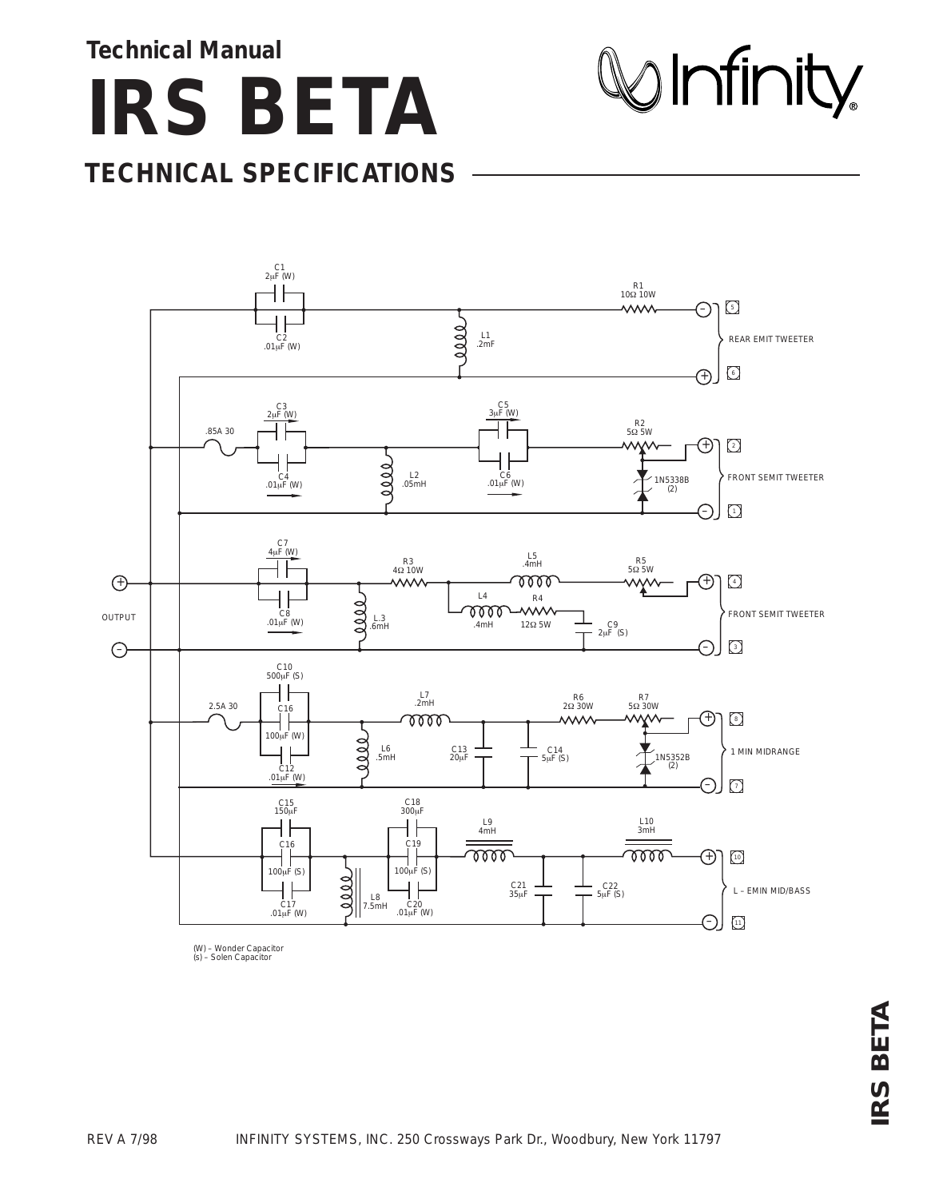**Technical Manual**

# IRS BETA

## TECHNICAL SPECIFICATIONS

OUTPUT

C1 2µF (W)
C2 .01µF (W)
L1 .2mF
R1 10Ω 10W
REAR EMIT TWEETER

.85A 30
C3 2µF (W)
C4 .01µF (W)
L2 .05mH
C5 3µF (W)
C6 .01µF (W)
R2 5Ω 5W
1N5338B (2)
FRONT SEMIT TWEETER

C7 4µF (W)
C8 .01µF (W)
L.3 .6mH
R3 4Ω 10W
L5 .4mH
L4 .4mH
R4 12Ω 5W
C9 2µF (S)
R5 5Ω 5W
FRONT SEMIT TWEETER

2.5A 30
C10 500µF (S)
C16 100µF (W)
C12 .01µF (W)
L6 .5mH
L7 .2mH
C13 20µF
C14 5µF (S)
R6 2Ω 30W
R7 5Ω 30W
1N5352B (2)
1 MIN MIDRANGE

C15 150µF
C16 100µF (S)
C17 .01µF (W)
L8 7.5mH
C18 300µF
C19 100µF (S)
C20 .01µF (W)
L9 4mH
C21 35µF
C22 5µF (S)
L10 3mH
L – EMIN MID/BASS

(W) – Wonder Capacitor
(s) – Solen Capacitor

REV A 7/98

INFINITY SYSTEMS, INC. 250 Crossways Park Dr., Woodbury, New York 11797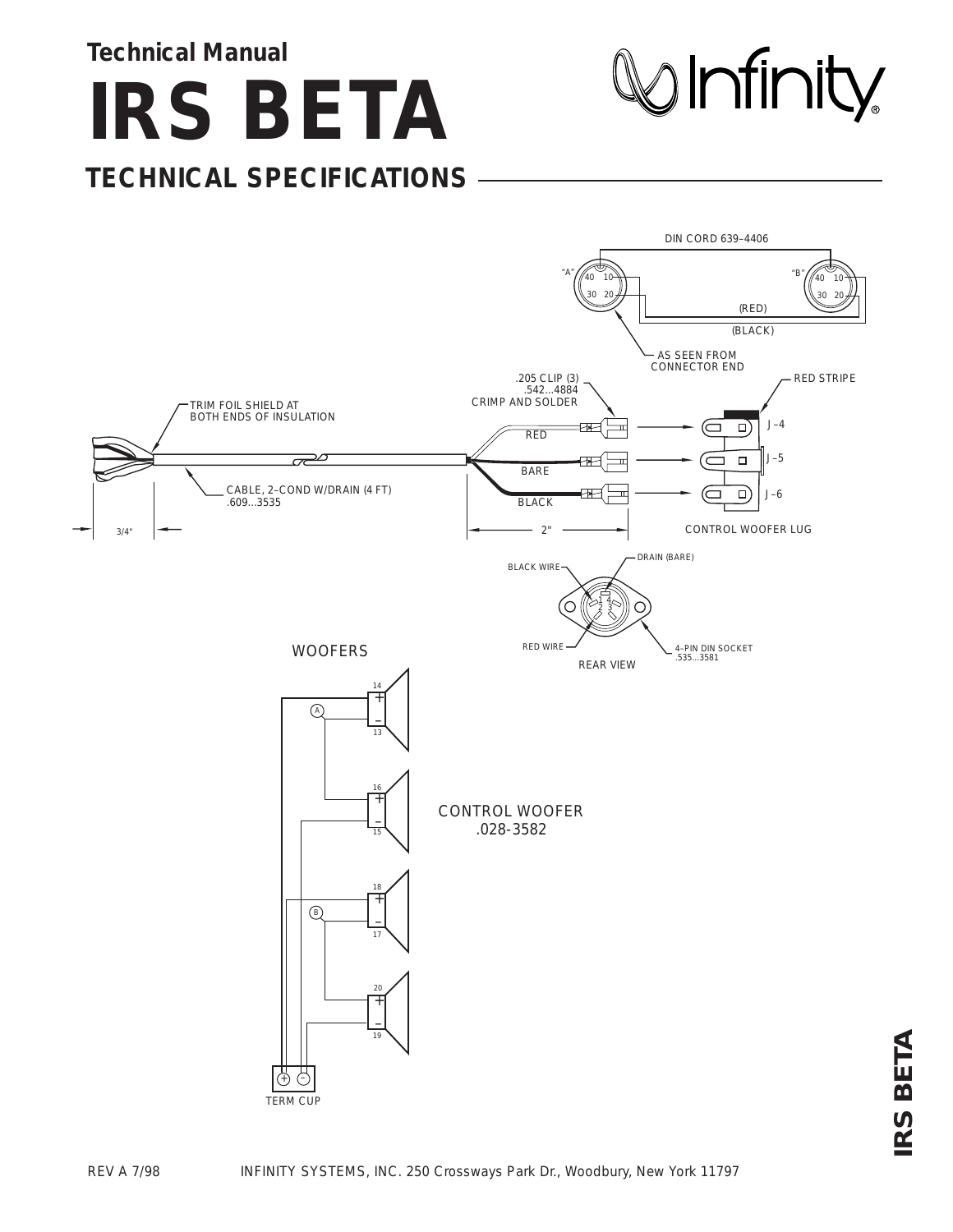**Technical Manual**

# IRS BETA

## TECHNICAL SPECIFICATIONS

DIN CORD 639–4406

"A" 40 10 30 20

"B" 40 10 30 20

(RED)

(BLACK)

AS SEEN FROM CONNECTOR END

.205 CLIP (3) .542...4884 CRIMP AND SOLDER

RED STRIPE

TRIM FOIL SHIELD AT BOTH ENDS OF INSULATION

RED

BARE

BLACK

J–4

J–5

J–6

CABLE, 2–COND W/DRAIN (4 FT) .609...3535

3/4"

2"

CONTROL WOOFER LUG

BLACK WIRE

DRAIN (BARE)

1 4 2 3

RED WIRE

4–PIN DIN SOCKET .535...3581

REAR VIEW

WOOFERS

14 + – 13

A

16 + – 15

CONTROL WOOFER .028-3582

18 + – 17

B

20 + – 19

+ –

TERM CUP

REV A 7/98

INFINITY SYSTEMS, INC. 250 Crossways Park Dr., Woodbury, New York 11797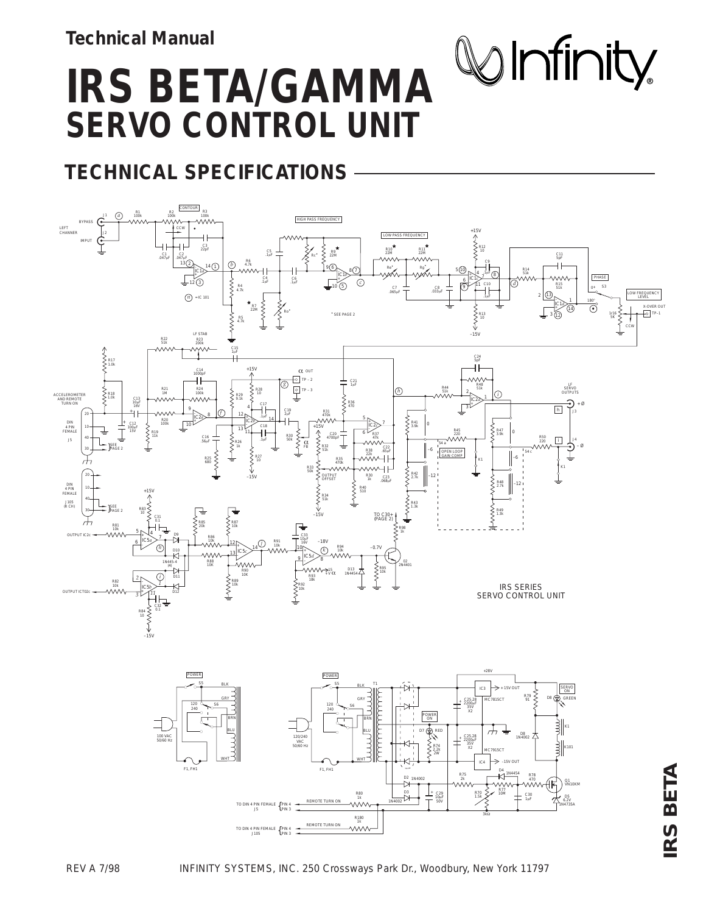Technical Manual

# IRS BETA/GAMMA
## SERVO CONTROL UNIT

## TECHNICAL SPECIFICATIONS

IRS SERIES
SERVO CONTROL UNIT

\* SEE PAGE 2

IRS BETA

REV A 7/98

INFINITY SYSTEMS, INC. 250 Crossways Park Dr., Woodbury, New York 11797